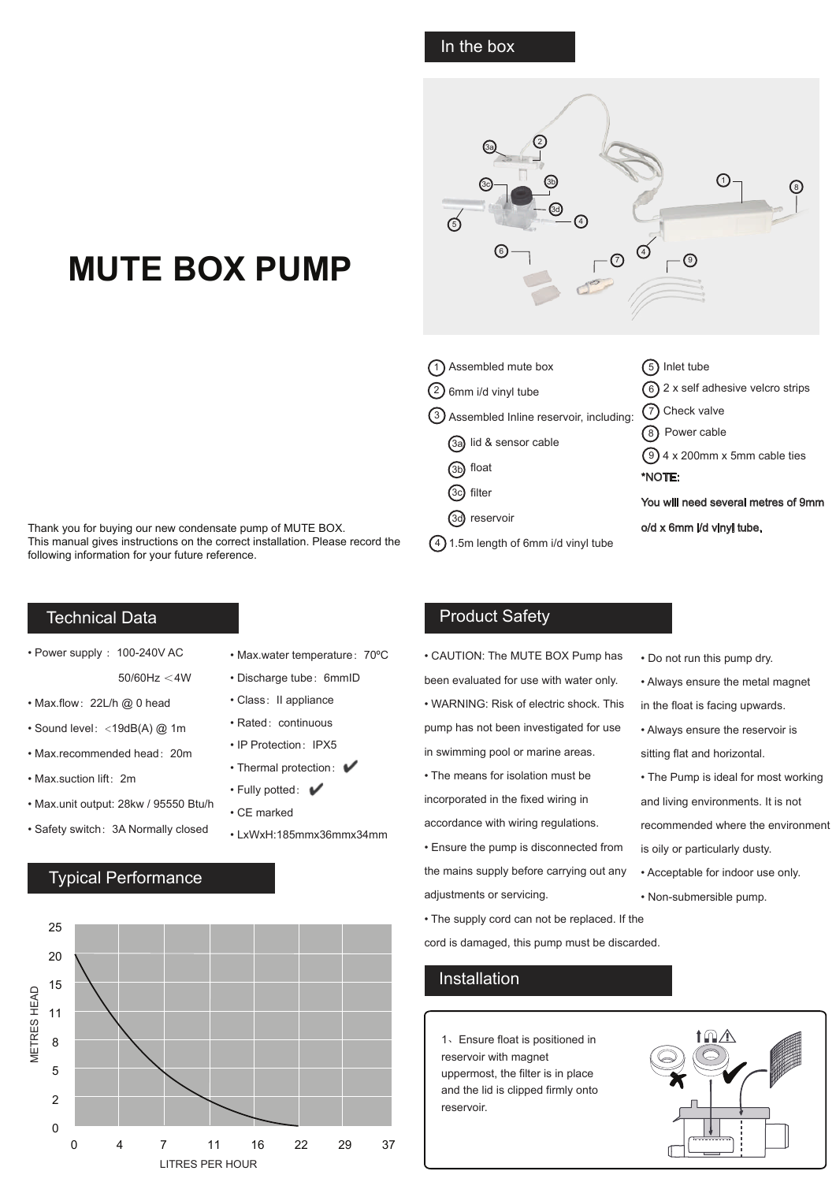# MUTE BOX PUMP

Thank you for buying our new condensate pump of MUTE BOX.
This manual gives instructions on the correct installation. Please record the following information for your future reference.

## In the box

1. Assembled mute box
2. 6mm i/d vinyl tube
3. Assembled Inline reservoir, including:
   - 3a lid & sensor cable
   - 3b float
   - 3c filter
   - 3d reservoir
4. 1.5m length of 6mm i/d vinyl tube
5. Inlet tube
6. 2 x self adhesive velcro strips
7. Check valve
8. Power cable
9. 4 x 200mm x 5mm cable ties

*NOTE:

You will need several metres of 9mm o/d x 6mm i/d vinyl tube.

## Technical Data

- Power supply： 100-240V AC 50/60Hz ＜4W
- Max.flow：22L/h @ 0 head
- Sound level：＜19dB(A) @ 1m
- Max.recommended head：20m
- Max.suction lift：2m
- Max.unit output: 28kw / 95550 Btu/h
- Safety switch：3A Normally closed
- Max.water temperature：70ºC
- Discharge tube：6mmID
- Class：II appliance
- Rated：continuous
- IP Protection：IPX5
- Thermal protection：✔
- Fully potted：✔
- CE marked
- LxWxH:185mmx36mmx34mm

## Typical Performance

METRES HEAD (0, 2, 5, 8, 11, 15, 20, 25) vs LITRES PER HOUR (0, 4, 7, 11, 16, 22, 29, 37)

## Product Safety

- CAUTION: The MUTE BOX Pump has been evaluated for use with water only.
- WARNING: Risk of electric shock. This pump has not been investigated for use in swimming pool or marine areas.
- The means for isolation must be incorporated in the fixed wiring in accordance with wiring regulations.
- Ensure the pump is disconnected from the mains supply before carrying out any adjustments or servicing.
- The supply cord can not be replaced. If the cord is damaged, this pump must be discarded.
- Do not run this pump dry.
- Always ensure the metal magnet in the float is facing upwards.
- Always ensure the reservoir is sitting flat and horizontal.
- The Pump is ideal for most working and living environments. It is not recommended where the environment is oily or particularly dusty.
- Acceptable for indoor use only.
- Non-submersible pump.

## Installation

1、Ensure float is positioned in reservoir with magnet uppermost, the filter is in place and the lid is clipped firmly onto reservoir.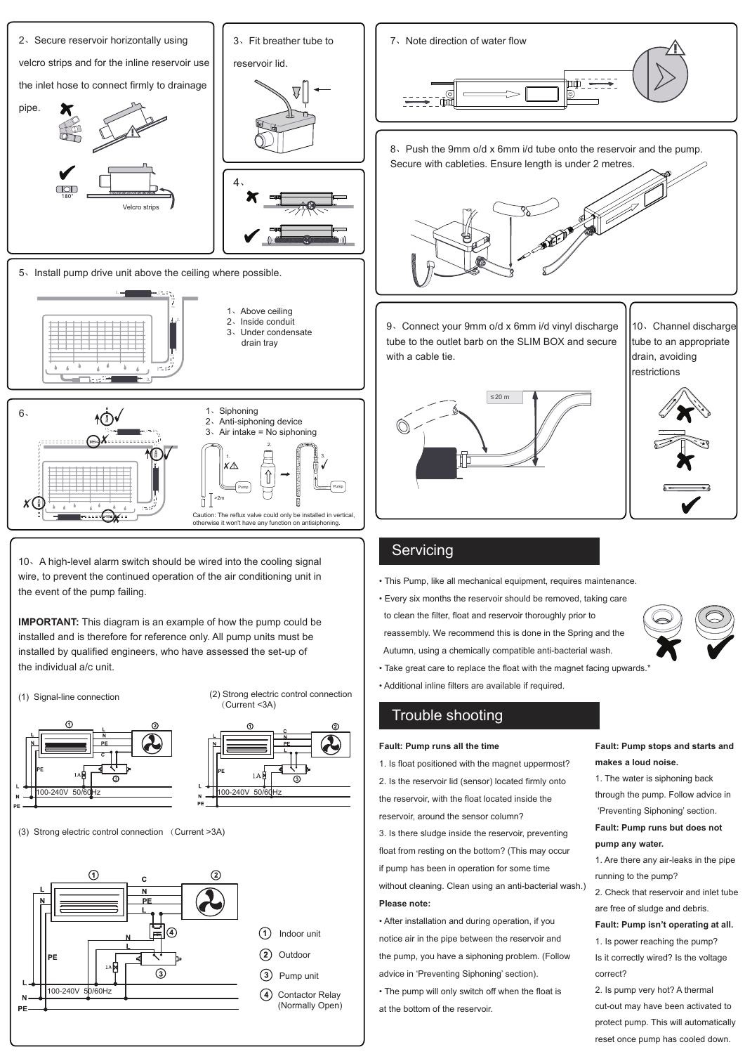2、Secure reservoir horizontally using velcro strips and for the inline reservoir use the inlet hose to connect firmly to drainage pipe.

180°

Velcro strips

3、Fit breather tube to reservoir lid.

4、

5、Install pump drive unit above the ceiling where possible.

1、Above ceiling
2、Inside conduit
3、Under condensate drain tray

6、

1、Siphoning
2、Anti-siphoning device
3、Air intake = No siphoning

>2m

Caution: The reflux valve could only be installed in vertical, otherwise it won't have any function on antisiphoning.

7、Note direction of water flow

8、Push the 9mm o/d x 6mm i/d tube onto the reservoir and the pump. Secure with cableties. Ensure length is under 2 metres.

9、Connect your 9mm o/d x 6mm i/d vinyl discharge tube to the outlet barb on the SLIM BOX and secure with a cable tie.

≤20 m

10、Channel discharge tube to an appropriate drain, avoiding restrictions

10、A high-level alarm switch should be wired into the cooling signal wire, to prevent the continued operation of the air conditioning unit in the event of the pump failing.

**IMPORTANT:** This diagram is an example of how the pump could be installed and is therefore for reference only. All pump units must be installed by qualified engineers, who have assessed the set-up of the individual a/c unit.

(1) Signal-line connection

(2) Strong electric control connection （Current <3A)

(3) Strong electric control connection （Current >3A)

100-240V 50/60Hz

1. Indoor unit
2. Outdoor
3. Pump unit
4. Contactor Relay (Normally Open)

## Servicing

- This Pump, like all mechanical equipment, requires maintenance.
- Every six months the reservoir should be removed, taking care to clean the filter, float and reservoir thoroughly prior to reassembly. We recommend this is done in the Spring and the Autumn, using a chemically compatible anti-bacterial wash.
- Take great care to replace the float with the magnet facing upwards.*
- Additional inline filters are available if required.

## Trouble shooting

**Fault: Pump runs all the time**

1. Is float positioned with the magnet uppermost?
2. Is the reservoir lid (sensor) located firmly onto the reservoir, with the float located inside the reservoir, around the sensor column?
3. Is there sludge inside the reservoir, preventing float from resting on the bottom? (This may occur if pump has been in operation for some time without cleaning. Clean using an anti-bacterial wash.)

**Please note:**

- After installation and during operation, if you notice air in the pipe between the reservoir and the pump, you have a siphoning problem. (Follow advice in 'Preventing Siphoning' section).
- The pump will only switch off when the float is at the bottom of the reservoir.

**Fault: Pump stops and starts and makes a loud noise.**

1. The water is siphoning back through the pump. Follow advice in 'Preventing Siphoning' section.

**Fault: Pump runs but does not pump any water.**

1. Are there any air-leaks in the pipe running to the pump?
2. Check that reservoir and inlet tube are free of sludge and debris.

**Fault: Pump isn't operating at all.**

1. Is power reaching the pump? Is it correctly wired? Is the voltage correct?
2. Is pump very hot? A thermal cut-out may have been activated to protect pump. This will automatically reset once pump has cooled down.